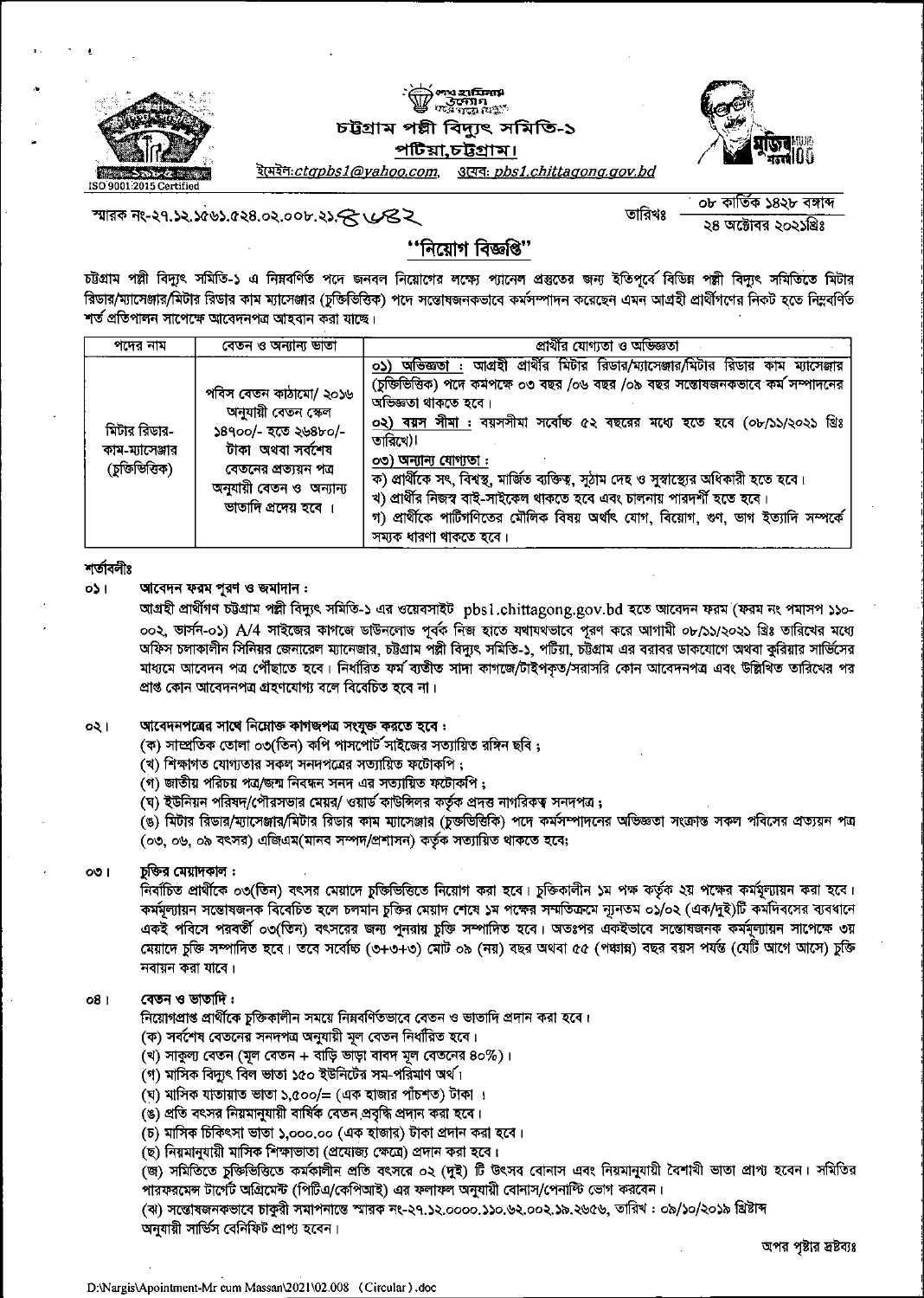চট্টগ্রাম পল্লী বিদ্যুৎ সমিতি-১

পটিয়া,চট্টগ্রাম।

ইমেইল:ctgpbs1@yahoo.com, ওয়েব: pbs1.chittagong.gov.bd

স্মারক নং-২৭.১২.১৫৬১.৫২৪.০২.০০৮.২১.৫৬৮২

তারিখঃ ০৮ কার্তিক ১৪২৮ বঙ্গাব্দ / ২৪ অক্টোবর ২০২১খ্রিঃ

## "নিয়োগ বিজ্ঞপ্তি"

চট্টগ্রাম পল্লী বিদ্যুৎ সমিতি-১ এ নিম্নবর্ণিত পদে জনবল নিয়োগের লক্ষ্যে প্যানেল প্রস্তুতের জন্য ইতিপূর্বে বিভিন্ন পল্লী বিদ্যুৎ সমিতিতে মিটার রিডার/ম্যাসেঞ্জার/মিটার রিডার কাম ম্যাসেঞ্জার (চুক্তিভিত্তিক) পদে সন্তোষজনকভাবে কর্মসম্পাদন করেছেন এমন আগ্রহী প্রার্থীগণের নিকট হতে নিম্নবর্ণিত শর্ত প্রতিপালন সাপেক্ষে আবেদনপত্র আহবান করা যাচ্ছে।

| পদের নাম | বেতন ও অন্যান্য ভাতা | প্রার্থীর যোগ্যতা ও অভিজ্ঞতা |
|---|---|---|
| মিটার রিডার-কাম-ম্যাসেঞ্জার (চুক্তিভিত্তিক) | পবিস বেতন কাঠামো/ ২০১৬ অনুযায়ী বেতন স্কেল ১৪৭০০/- হতে ২৬৪৮০/- টাকা অথবা সর্বশেষ বেতনের প্রত্যয়ন পত্র অনুযায়ী বেতন ও অন্যান্য ভাতাদি প্রদেয় হবে। | ০১) অভিজ্ঞতা : আগ্রহী প্রার্থীর মিটার রিডার/ম্যাসেঞ্জার/মিটার রিডার কাম ম্যাসেঞ্জার (চুক্তিভিত্তিক) পদে কমপক্ষে ০৩ বছর /০৬ বছর /০৯ বছর সন্তোষজনকভাবে কর্ম সম্পাদনের অভিজ্ঞতা থাকতে হবে।<br>০২) বয়স সীমা : বয়সসীমা সর্বোচ্চ ৫২ বছরের মধ্যে হতে হবে (০৮/১১/২০২১ খ্রিঃ তারিখে)।<br>০৩) অন্যান্য যোগ্যতা :<br>ক) প্রার্থীকে সৎ, বিশ্বস্থ, মার্জিত ব্যক্তিত্ব, সুঠাম দেহ ও সুস্বাস্থ্যের অধিকারী হতে হবে।<br>খ) প্রার্থীর নিজস্ব বাই-সাইকেল থাকতে হবে এবং চালনায় পারদর্শী হতে হবে।<br>গ) প্রার্থীকে পাটিগণিতের মৌলিক বিষয় অর্থাৎ যোগ, বিয়োগ, গুণ, ভাগ ইত্যাদি সম্পর্কে সম্যক ধারণা থাকতে হবে। |

**শর্তাবলীঃ**

**০১। আবেদন ফরম পূরণ ও জমাদান :**

আগ্রহী প্রার্থীগণ চট্টগ্রাম পল্লী বিদ্যুৎ সমিতি-১ এর ওয়েবসাইট pbs1.chittagong.gov.bd হতে আবেদন ফরম (ফরম নং পমাসপ ১১০-০০২, ভার্সন-০১) A/4 সাইজের কাগজে ডাউনলোড পূর্বক নিজ হাতে যথাযথভাবে পূরণ করে আগামী ০৮/১১/২০২১ খ্রিঃ তারিখের মধ্যে অফিস চলাকালীন সিনিয়র জেনারেল ম্যানেজার, চট্টগ্রাম পল্লী বিদ্যুৎ সমিতি-১, পটিয়া, চট্টগ্রাম এর বরাবর ডাকযোগে অথবা কুরিয়ার সার্ভিসের মাধ্যমে আবেদন পত্র পৌঁছাতে হবে। নির্ধারিত ফর্ম ব্যতীত সাদা কাগজে/টাইপকৃত/সরাসরি কোন আবেদনপত্র এবং উল্লিখিত তারিখের পর প্রাপ্ত কোন আবেদনপত্র গ্রহণযোগ্য বলে বিবেচিত হবে না।

**০২। আবেদনপত্রের সাথে নিম্নোক্ত কাগজপত্র সংযুক্ত করতে হবে :**

(ক) সাম্প্রতিক তোলা ০৩(তিন) কপি পাসপোর্ট সাইজের সত্যায়িত রঙ্গিন ছবি ;
(খ) শিক্ষাগত যোগ্যতার সকল সনদপত্রের সত্যায়িত ফটোকপি ;
(গ) জাতীয় পরিচয় পত্র/জন্ম নিবন্ধন সনদ এর সত্যায়িত ফটোকপি ;
(ঘ) ইউনিয়ন পরিষদ/পৌরসভার মেয়র/ ওয়ার্ড কাউন্সিলর কর্তৃক প্রদত্ত নাগরিকত্ব সনদপত্র ;
(ঙ) মিটার রিডার/ম্যাসেঞ্জার/মিটার রিডার কাম ম্যাসেঞ্জার (চুক্তিভিত্তিক) পদে কর্মসম্পাদনের অভিজ্ঞতা সংক্রান্ত সকল পবিসের প্রত্যয়ন পত্র (০৩, ০৬, ০৯ বৎসর) এজিএম(মানব সম্পদ/প্রশাসন) কর্তৃক সত্যায়িত থাকতে হবে;

**০৩। চুক্তির মেয়াদকাল :**

নির্বাচিত প্রার্থীকে ০৩(তিন) বৎসর মেয়াদে চুক্তিভিত্তিতে নিয়োগ করা হবে। চুক্তিকালীন ১ম পক্ষ কর্তৃক ২য় পক্ষের কর্মমূল্যায়ন করা হবে। কর্মমূল্যায়ন সন্তোষজনক বিবেচিত হলে চলমান চুক্তির মেয়াদ শেষে ১ম পক্ষের সম্মতিক্রমে ন্যূনতম ০১/০২ (এক/দুই)টি কর্মদিবসের ব্যবধানে একই পবিসে পরবর্তী ০৩(তিন) বৎসরের জন্য পুনরায় চুক্তি সম্পাদিত হবে। অতঃপর একইভাবে সন্তোষজনক কর্মমূল্যায়ন সাপেক্ষে ৩য় মেয়াদে চুক্তি সম্পাদিত হবে। তবে সর্বোচ্চ (৩+৩+৩) মোট ০৯ (নয়) বছর অথবা ৫৫ (পঞ্চান্ন) বছর বয়স পর্যন্ত (যেটি আগে আসে) চুক্তি নবায়ন করা যাবে।

**০৪। বেতন ও ভাতাদি :**

নিয়োগপ্রাপ্ত প্রার্থীকে চুক্তিকালীন সময়ে নিম্নবর্ণিতভাবে বেতন ও ভাতাদি প্রদান করা হবে।

(ক) সর্বশেষ বেতনের সনদপত্র অনুযায়ী মূল বেতন নির্ধারিত হবে।
(খ) সাকুল্য বেতন (মূল বেতন + বাড়ি ভাড়া বাবদ মূল বেতনের ৪০%)।
(গ) মাসিক বিদ্যুৎ বিল ভাতা ১৫০ ইউনিটের সম-পরিমাণ অর্থ।
(ঘ) মাসিক যাতায়াত ভাতা ১,৫০০/= (এক হাজার পাঁচশত) টাকা ।
(ঙ) প্রতি বৎসর নিয়মানুযায়ী বার্ষিক বেতন প্রবৃদ্ধি প্রদান করা হবে।
(চ) মাসিক চিকিৎসা ভাতা ১,০০০.০০ (এক হাজার) টাকা প্রদান করা হবে।
(ছ) নিয়মানুযায়ী মাসিক শিক্ষাভাতা (প্রযোজ্য ক্ষেত্রে) প্রদান করা হবে।
(জ) সমিতিতে চুক্তিভিত্তিতে কর্মকালীন প্রতি বৎসরে ০২ (দুই) টি উৎসব বোনাস এবং নিয়মানুযায়ী বৈশাখী ভাতা প্রাপ্য হবেন। সমিতির পারফরমেন্স টার্গেট অগ্রিমেন্ট (পিটিএ/কেপিআই) এর ফলাফল অনুযায়ী বোনাস/পেনাল্টি ভোগ করবেন।
(ঝ) সন্তোষজনকভাবে চাকুরী সমাপনান্তে স্মারক নং-২৭.১২.০০০০.১১০.৬২.০০২.১৯.২৬৫৬, তারিখ : ০৯/১০/২০১৯ খ্রিষ্টাব্দ অনুযায়ী সার্ভিস বেনিফিট প্রাপ্য হবেন।

অপর পৃষ্টার দ্রষ্টব্যঃ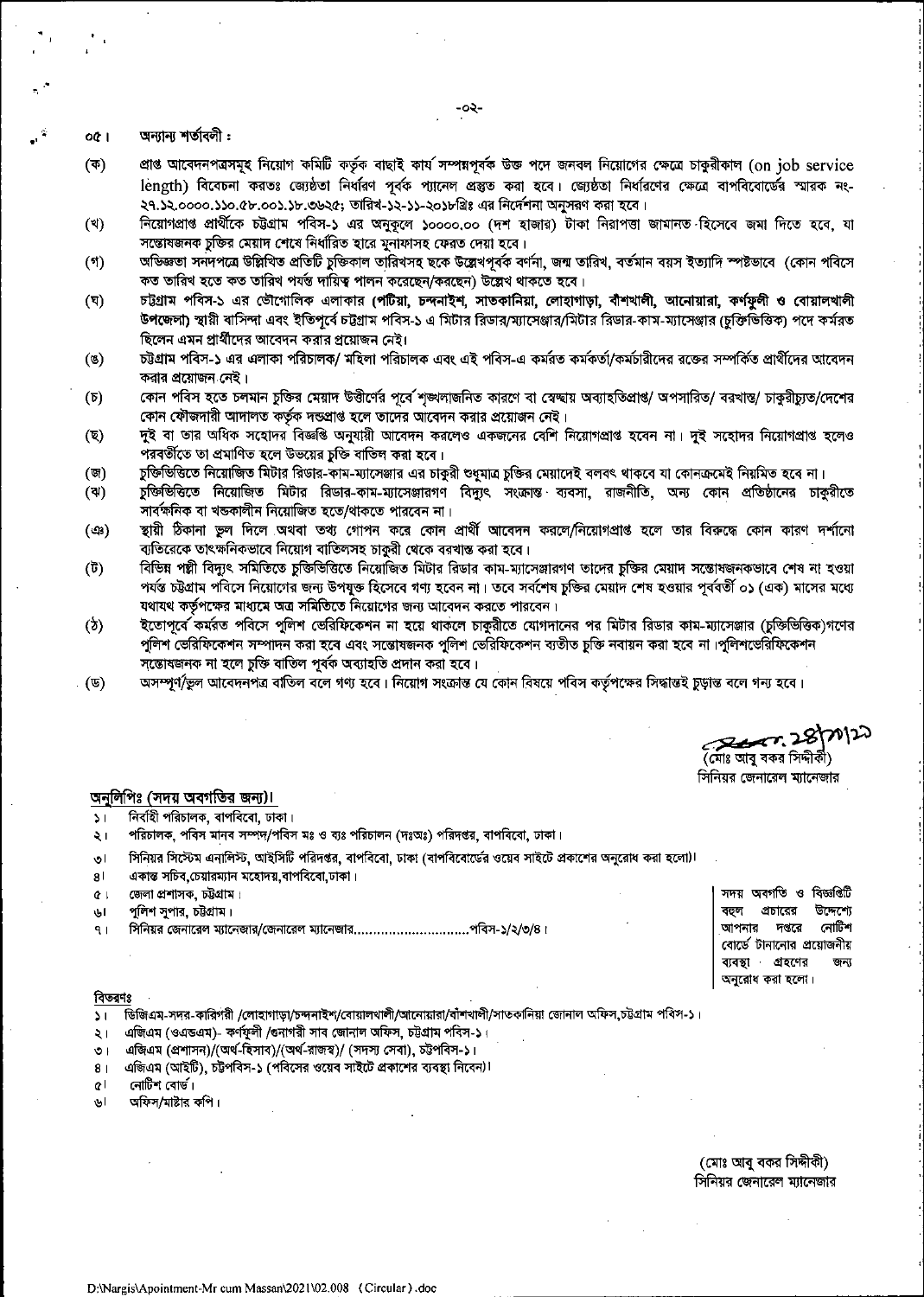০৫। অন্যান্য শর্তাবলী :

(ক) প্রাপ্ত আবেদনপত্রসমূহ নিয়োগ কমিটি কর্তৃক বাছাই কার্য সম্পন্নপূর্বক উক্ত পদে জনবল নিয়োগের ক্ষেত্রে চাকুরীকাল (on job service length) বিবেচনা করতঃ জ্যেষ্ঠতা নির্ধারণ পূর্বক প্যানেল প্রস্তুত করা হবে। জ্যেষ্ঠতা নির্ধারণের ক্ষেত্রে বাপবিবোর্ডের স্মারক নং-২৭.১২.০০০০.১১০.৫৮.০০১.১৮.৩৬২৫; তারিখ-১২-১১-২০১৮খ্রিঃ এর নির্দেশনা অনুসরণ করা হবে।

(খ) নিয়োগপ্রাপ্ত প্রার্থীকে চট্টগ্রাম পবিস-১ এর অনুকূলে ১০০০০.০০ (দশ হাজার) টাকা নিরাপত্তা জামানত হিসেবে জমা দিতে হবে, যা সন্তোষজনক চুক্তির মেয়াদ শেষে নির্ধারিত হারে মুনাফাসহ ফেরত দেয়া হবে।

(গ) অভিজ্ঞতা সনদপত্রে উল্লিখিত প্রতিটি চুক্তিকাল তারিখসহ ছকে উল্লেখপূর্বক বর্ণনা, জন্ম তারিখ, বর্তমান বয়স ইত্যাদি স্পষ্টভাবে (কোন পবিসে কত তারিখ হতে কত তারিখ পর্যন্ত দায়িত্ব পালন করেছেন/করছেন) উল্লেখ থাকতে হবে।

(ঘ) চট্টগ্রাম পবিস-১ এর ভৌগোলিক এলাকার **(পটিয়া, চন্দনাইশ, সাতকানিয়া, লোহাগাড়া, বাঁশখালী, আনোয়ারা, কর্ণফুলী ও বোয়ালখালী উপজেলা)** স্থায়ী বাসিন্দা এবং ইতিপূর্বে চট্টগ্রাম পবিস-১ এ মিটার রিডার/ম্যাসেঞ্জার/মিটার রিডার-কাম-ম্যাসেঞ্জার (চুক্তিভিত্তিক) পদে কর্মরত ছিলেন এমন প্রার্থীদের আবেদন করার প্রয়োজন নেই।

(ঙ) চট্টগ্রাম পবিস-১ এর এলাকা পরিচালক/ মহিলা পরিচালক এবং এই পবিস-এ কর্মরত কর্মকর্তা/কর্মচারীদের রক্তের সম্পর্কিত প্রার্থীদের আবেদন করার প্রয়োজন নেই।

(চ) কোন পবিস হতে চলমান চুক্তির মেয়াদ উত্তীর্ণের পূর্বে শৃঙ্খলাজনিত কারণে বা স্বেচ্ছায় অব্যাহতিপ্রাপ্ত/ অপসারিত/ বরখাস্ত/ চাকুরীচ্যুত/দেশের কোন ফৌজদারী আদালত কর্তৃক দন্ডপ্রাপ্ত হলে তাদের আবেদন করার প্রয়োজন নেই।

(ছ) দুই বা তার অধিক সহোদর বিজ্ঞপ্তি অনুযায়ী আবেদন করলেও একজনের বেশি নিয়োগপ্রাপ্ত হবেন না। দুই সহোদর নিয়োগপ্রাপ্ত হলেও পরবর্তীতে তা প্রমাণিত হলে উভয়ের চুক্তি বাতিল করা হবে।

(জ) চুক্তিভিত্তিতে নিয়োজিত মিটার রিডার-কাম-ম্যাসেঞ্জার এর চাকুরী শুধুমাত্র চুক্তির মেয়াদেই বলবৎ থাকবে যা কোনক্রমেই নিয়মিত হবে না।

(ঝ) চুক্তিভিত্তিতে নিয়োজিত মিটার রিডার-কাম-ম্যাসেঞ্জারগণ বিদ্যুৎ সংক্রান্ত ব্যবসা, রাজনীতি, অন্য কোন প্রতিষ্ঠানের চাকুরীতে সার্বক্ষনিক বা খন্ডকালীন নিয়োজিত হতে/থাকতে পারবেন না।

(ঞ) স্থায়ী ঠিকানা ভুল দিলে অথবা তথ্য গোপন করে কোন প্রার্থী আবেদন করলে/নিয়োগপ্রাপ্ত হলে তার বিরুদ্ধে কোন কারণ দর্শানো ব্যতিরেকে তাৎক্ষনিকভাবে নিয়োগ বাতিলসহ চাকুরী থেকে বরখাস্ত করা হবে।

(ট) বিভিন্ন পল্লী বিদ্যুৎ সমিতিতে চুক্তিভিত্তিতে নিয়োজিত মিটার রিডার কাম-ম্যাসেঞ্জারগণ তাদের চুক্তির মেয়াদ সন্তোষজনকভাবে শেষ না হওয়া পর্যন্ত চট্টগ্রাম পবিসে নিয়োগের জন্য উপযুক্ত হিসেবে গণ্য হবেন না। তবে সর্বশেষ চুক্তির মেয়াদ শেষ হওয়ার পূর্ববর্তী ০১ (এক) মাসের মধ্যে যথাযথ কর্তৃপক্ষের মাধ্যমে অত্র সমিতিতে নিয়োগের জন্য আবেদন করতে পারবেন।

(ঠ) ইতোপূর্বে কর্মরত পবিসে পুলিশ ভেরিফিকেশন না হয়ে থাকলে চাকুরীতে যোগদানের পর মিটার রিডার কাম-ম্যাসেঞ্জার (চুক্তিভিত্তিক)গণের পুলিশ ভেরিফিকেশন সম্পাদন করা হবে এবং সন্তোষজনক পুলিশ ভেরিফিকেশন ব্যতীত চুক্তি নবায়ন করা হবে না।পুলিশভেরিফিকেশন সন্তোষজনক না হলে চুক্তি বাতিল পূর্বক অব্যাহতি প্রদান করা হবে।

(ড) অসম্পূর্ণ/ভুল আবেদনপত্র বাতিল বলে গণ্য হবে। নিয়োগ সংক্রান্ত যে কোন বিষয়ে পবিস কর্তৃপক্ষের সিদ্ধান্তই চূড়ান্ত বলে গন্য হবে।

২৪/১১/২১
(মোঃ আবু বকর সিদ্দীকী)
সিনিয়র জেনারেল ম্যানেজার

**অনুলিপিঃ (সদয় অবগতির জন্য)।**

১। নির্বাহী পরিচালক, বাপবিবো, ঢাকা।
২। পরিচালক, পবিস মানব সম্পদ/পবিস মঃ ও ব্যঃ পরিচালন (দঃঅঃ) পরিদপ্তর, বাপবিবো, ঢাকা।
৩। সিনিয়র সিস্টেম এনালিস্ট, আইসিটি পরিদপ্তর, বাপবিবো, ঢাকা (বাপবিবোর্ডের ওয়েব সাইটে প্রকাশের অনুরোধ করা হলো)।
৪। একান্ত সচিব,চেয়ারম্যান মহোদয়,বাপবিবো,ঢাকা।
৫। জেলা প্রশাসক, চট্টগ্রাম।
৬। পুলিশ সুপার, চট্টগ্রাম।
৭। সিনিয়র জেনারেল ম্যানেজার/জেনারেল ম্যানেজার..............................পবিস-১/২/৩/৪।

সদয় অবগতি ও বিজ্ঞপ্তিটি বহুল প্রচারের উদ্দেশ্যে আপনার দপ্তরে নোটিশ বোর্ডে টানানোর প্রয়োজনীয় ব্যবস্থা গ্রহণের জন্য অনুরোধ করা হলো।

**বিতরণঃ**

১। ডিজিএম-সদর-কারিগরী /লোহাগাড়া/চন্দনাইশ/বোয়ালখালী/আনোয়ারা/বাঁশখালী/সাতকানিয়া জোনাল অফিস,চট্টগ্রাম পবিস-১।
২। এজিএম (ওএন্ডএম)- কর্ণফুলী /গুনাগরী সাব জোনাল অফিস, চট্টগ্রাম পবিস-১।
৩। এজিএম (প্রশাসন)/(অর্থ-হিসাব)/(অর্থ-রাজস্ব)/ (সদস্য সেবা), চটপবিস-১।
৪। এজিএম (আইটি), চটপবিস-১ (পবিসের ওয়েব সাইটে প্রকাশের ব্যবস্থা নিবেন)।
৫। নোটিশ বোর্ড।
৬। অফিস/মাষ্টার কপি।

(মোঃ আবু বকর সিদ্দীকী)
সিনিয়র জেনারেল ম্যানেজার

D:\Nargis\Appointment-Mr cum Massan\2021\02.008 (Circular).doc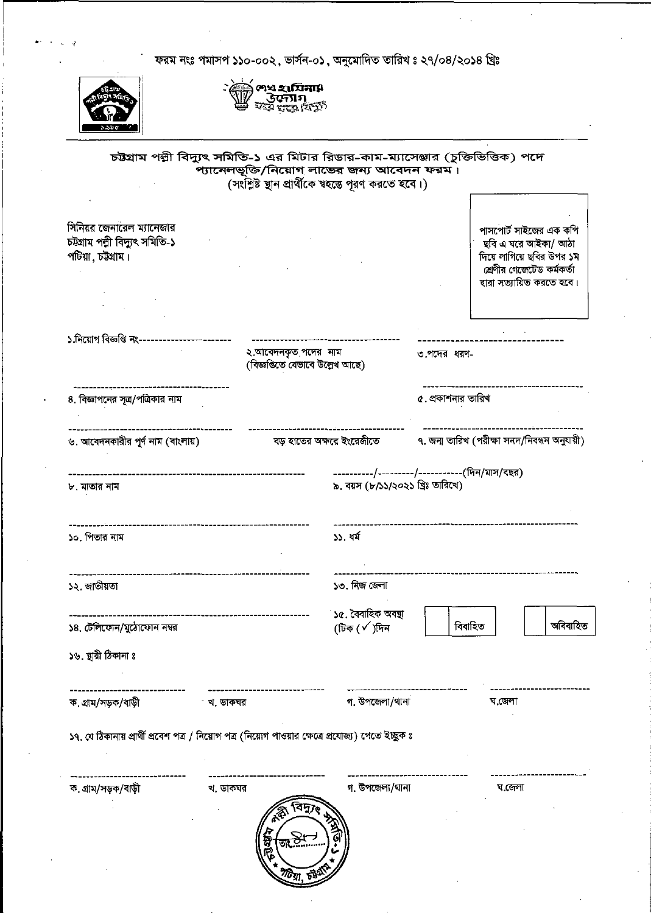ফরম নংঃ পমাসপ ১১০-০০২, ভার্সন-০১, অনুমোদিত তারিখ ঃ ২৭/০৪/২০১৪ খ্রিঃ

শেখ হাসিনার উদ্যোগ ঘরে ঘরে বিদ্যুৎ

## চট্টগ্রাম পল্লী বিদ্যুৎ সমিতি-১ এর মিটার রিডার-কাম-ম্যাসেঞ্জার (চুক্তিভিত্তিক) পদে প্যানেলভূক্তি/নিয়োগ লাভের জন্য আবেদন ফরম।

(সংশ্লিষ্ট স্থান প্রার্থীকে স্বহস্তে পূরণ করতে হবে।)

সিনিয়র জেনারেল ম্যানেজার
চট্টগ্রাম পল্লী বিদ্যুৎ সমিতি-১
পটিয়া, চট্টগ্রাম।

পাসপোর্ট সাইজের এক কপি ছবি এ ঘরে আইকা/ আঠা দিয়ে লাগিয়ে ছবির উপর ১ম শ্রেণীর গেজেটেড কর্মকর্তা দ্বারা সত্যায়িত করতে হবে।

১.নিয়োগ বিজ্ঞপ্তি নং-----------------------

২.আবেদনকৃত পদের নাম (বিজ্ঞপ্তিতে যেভাবে উল্লেখ আছে) ------------------------------------

৩.পদের ধরণ- ------------------------------

৪. বিজ্ঞাপনের সূত্র/পত্রিকার নাম ------------------------------------

৫. প্রকাশনার তারিখ ------------------------------------

৬. আবেদনকারীর পূর্ণ নাম (বাংলায়) ------------------------------------

বড় হাতের অক্ষরে ইংরেজীতে ------------------------------------

৭. জন্ম তারিখ (পরীক্ষা সনদ/নিবন্ধন অনুযায়ী) ----------/---------/-----------(দিন/মাস/বছর)

৮. মাতার নাম ------------------------------------

৯. বয়স (৮/১১/২০২১ খ্রিঃ তারিখে) ------------------------------------

১০. পিতার নাম ------------------------------------

১১. ধর্ম ------------------------------------

১২. জাতীয়তা ------------------------------------

১৩. নিজ জেলা ------------------------------------

১৪. টেলিফোন/মুঠোফোন নম্বর ------------------------------------

১৫. বৈবাহিক অবস্থা (টিক (✓)দিন ☐ বিবাহিত ☐ অবিবাহিত

১৬. স্থায়ী ঠিকানা ঃ

ক. গ্রাম/সড়ক/বাড়ী ---------------------- খ. ডাকঘর ---------------------- গ. উপজেলা/থানা ---------------------- ঘ.জেলা ----------------------

১৭. যে ঠিকানায় প্রার্থী প্রবেশ পত্র / নিয়োগ পত্র (নিয়োগ পাওয়ার ক্ষেত্রে প্রযোজ্য) পেতে ইচ্ছুক ঃ

ক. গ্রাম/সড়ক/বাড়ী ---------------------- খ. ডাকঘর ---------------------- গ. উপজেলা/থানা ---------------------- ঘ.জেলা ----------------------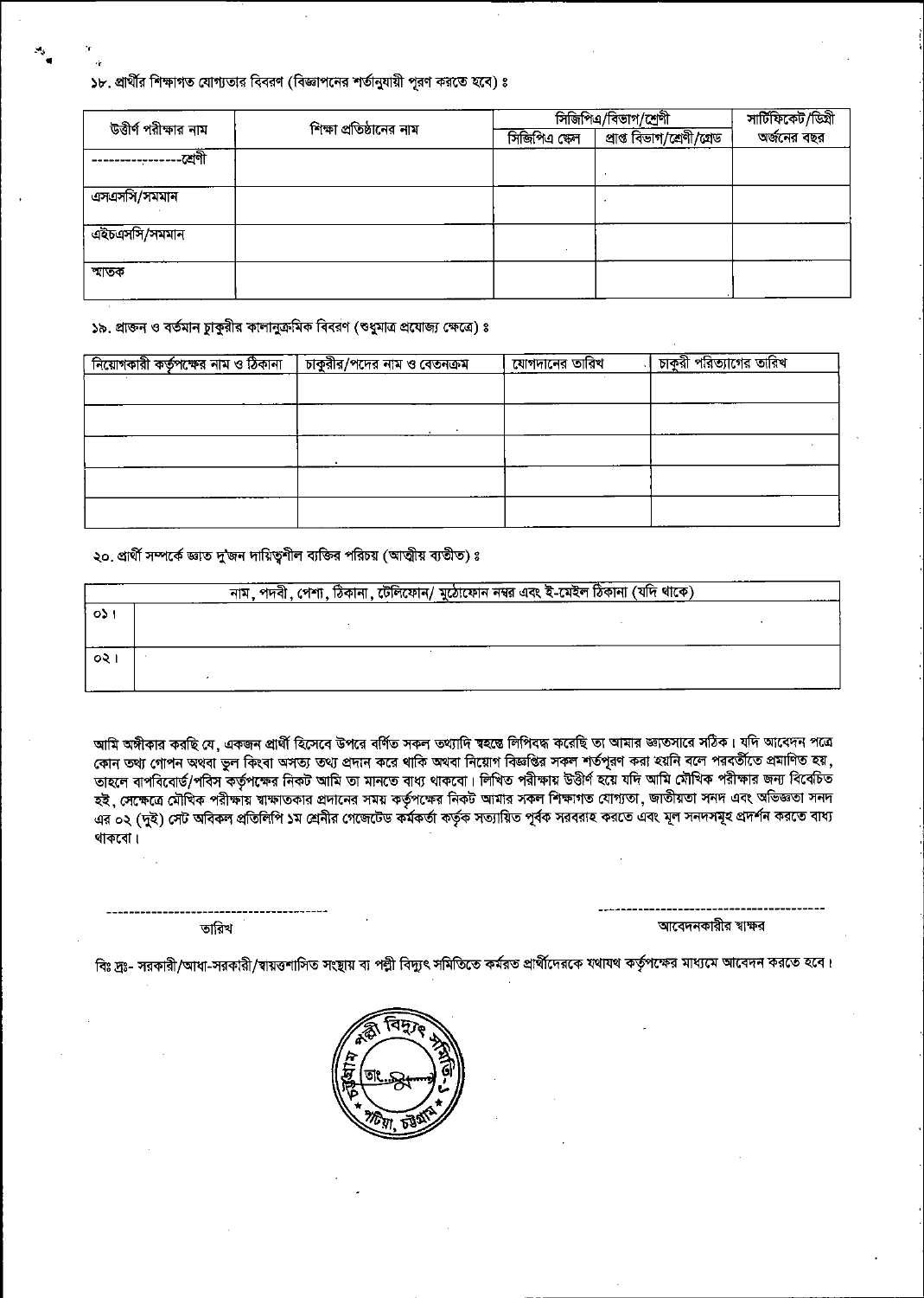১৮. প্রার্থীর শিক্ষাগত যোগ্যতার বিবরণ (বিজ্ঞাপনের শর্তানুযায়ী পূরণ করতে হবে) ঃ

| উত্তীর্ণ পরীক্ষার নাম | শিক্ষা প্রতিষ্ঠানের নাম | সিজিপিএ/বিভাগ/শ্রেণী | | সার্টিফিকেট/ডিগ্রী অর্জনের বছর |
|---|---|---|---|---|
| | | সিজিপিএ স্কেল | প্রাপ্ত বিভাগ/শ্রেণী/গ্রেড | |
| ----------------শ্রেণী | | | | |
| এসএসসি/সমমান | | | | |
| এইচএসসি/সমমান | | | | |
| স্নাতক | | | | |

১৯. প্রাক্তন ও বর্তমান চাকুরীর কালানুক্রমিক বিবরণ (শুধুমাত্র প্রযোজ্য ক্ষেত্রে) ঃ

| নিয়োগকারী কর্তৃপক্ষের নাম ও ঠিকানা | চাকুরীর/পদের নাম ও বেতনক্রম | যোগদানের তারিখ | চাকুরী পরিত্যাগের তারিখ |
|---|---|---|---|
| | | | |
| | | | |
| | | | |
| | | | |
| | | | |

২০. প্রার্থী সম্পর্কে জ্ঞাত দু'জন দায়িত্বশীল ব্যক্তির পরিচয় (আত্মীয় ব্যতীত) ঃ

| | নাম, পদবী, পেশা, ঠিকানা, টেলিফোন/ মুঠোফোন নম্বর এবং ই-মেইল ঠিকানা (যদি থাকে) |
|---|---|
| ০১। | |
| ০২। | |

আমি অঙ্গীকার করছি যে, একজন প্রার্থী হিসেবে উপরে বর্ণিত সকল তথ্যাদি স্বহস্তে লিপিবদ্ধ করেছি তা আমার জ্ঞাতসারে সঠিক। যদি আবেদন পত্রে কোন তথ্য গোপন অথবা ভুল কিংবা অসত্য তথ্য প্রদান করে থাকি অথবা নিয়োগ বিজ্ঞপ্তির সকল শর্তপূরণ করা হয়নি বলে পরবর্তীতে প্রমাণিত হয়, তাহলে বাপবিবোর্ড/পবিস কর্তৃপক্ষের নিকট আমি তা মানতে বাধ্য থাকবো। লিখিত পরীক্ষায় উত্তীর্ণ হয়ে যদি আমি মৌখিক পরীক্ষার জন্য বিবেচিত হই, সেক্ষেত্রে মৌখিক পরীক্ষায় স্বাক্ষাতকার প্রদানের সময় কর্তৃপক্ষের নিকট আমার সকল শিক্ষাগত যোগ্যতা, জাতীয়তা সনদ এবং অভিজ্ঞতা সনদ এর ০২ (দুই) সেট অবিকল প্রতিলিপি ১ম শ্রেনীর গেজেটেড কর্মকর্তা কর্তৃক সত্যায়িত পূর্বক সরবরাহ করতে এবং মূল সনদসমূহ প্রদর্শন করতে বাধ্য থাকবো।

--------------------------------------- তারিখ

--------------------------------------- আবেদনকারীর স্বাক্ষর

বিঃ দ্রঃ- সরকারী/আধা-সরকারী/স্বায়ত্তশাসিত সংস্থায় বা পল্লী বিদ্যুৎ সমিতিতে কর্মরত প্রার্থীদেরকে যথাযথ কর্তৃপক্ষের মাধ্যমে আবেদন করতে হবে।

চট্টগ্রাম পল্লী বিদ্যুৎ সমিতি-১, পটিয়া, চট্টগ্রাম